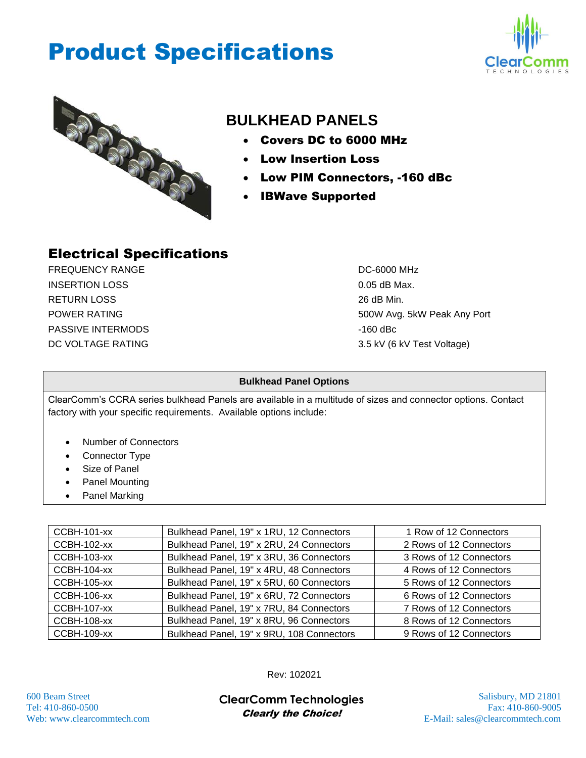# Product Specifications

## BULKHEAD PANELS

- **Covers DC to 6000 MHz**
- **Low Insertion Loss**
- **Low PIM Connectors, -160 dBc**
- **IBWave Supported**

## Electrical Specifications

| | |
|---|---|
| FREQUENCY RANGE | DC-6000 MHz |
| INSERTION LOSS | 0.05 dB Max. |
| RETURN LOSS | 26 dB Min. |
| POWER RATING | 500W Avg. 5kW Peak Any Port |
| PASSIVE INTERMODS | -160 dBc |
| DC VOLTAGE RATING | 3.5 kV (6 kV Test Voltage) |

### Bulkhead Panel Options

ClearComm's CCRA series bulkhead Panels are available in a multitude of sizes and connector options. Contact factory with your specific requirements. Available options include:

- Number of Connectors
- Connector Type
- Size of Panel
- Panel Mounting
- Panel Marking

| | | |
|---|---|---|
| CCBH-101-xx | Bulkhead Panel, 19" x 1RU, 12 Connectors | 1 Row of 12 Connectors |
| CCBH-102-xx | Bulkhead Panel, 19" x 2RU, 24 Connectors | 2 Rows of 12 Connectors |
| CCBH-103-xx | Bulkhead Panel, 19" x 3RU, 36 Connectors | 3 Rows of 12 Connectors |
| CCBH-104-xx | Bulkhead Panel, 19" x 4RU, 48 Connectors | 4 Rows of 12 Connectors |
| CCBH-105-xx | Bulkhead Panel, 19" x 5RU, 60 Connectors | 5 Rows of 12 Connectors |
| CCBH-106-xx | Bulkhead Panel, 19" x 6RU, 72 Connectors | 6 Rows of 12 Connectors |
| CCBH-107-xx | Bulkhead Panel, 19" x 7RU, 84 Connectors | 7 Rows of 12 Connectors |
| CCBH-108-xx | Bulkhead Panel, 19" x 8RU, 96 Connectors | 8 Rows of 12 Connectors |
| CCBH-109-xx | Bulkhead Panel, 19" x 9RU, 108 Connectors | 9 Rows of 12 Connectors |

Rev: 102021

600 Beam Street
Tel: 410-860-0500
Web: www.clearcommtech.com

**ClearComm Technologies**
***Clearly the Choice!***

Salisbury, MD 21801
Fax: 410-860-9005
E-Mail: sales@clearcommtech.com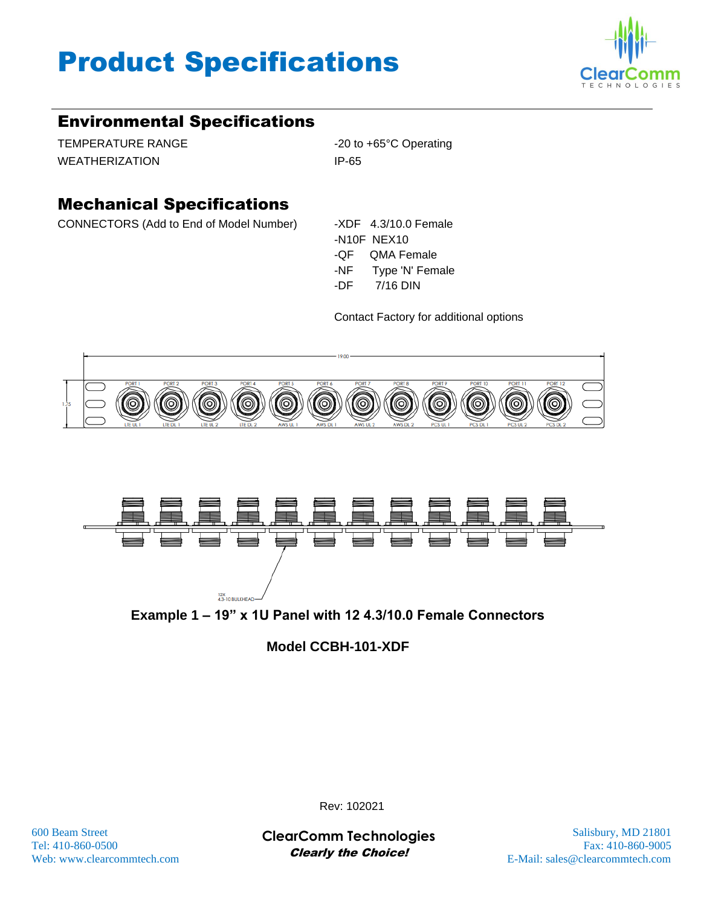# Product Specifications

## Environmental Specifications

| | |
|---|---|
| TEMPERATURE RANGE | -20 to +65°C Operating |
| WEATHERIZATION | IP-65 |

## Mechanical Specifications

CONNECTORS (Add to End of Model Number)

- -XDF 4.3/10.0 Female
- -N10F NEX10
- -QF QMA Female
- -NF Type 'N' Female
- -DF 7/16 DIN

Contact Factory for additional options

**Example 1 – 19" x 1U Panel with 12 4.3/10.0 Female Connectors**

**Model CCBH-101-XDF**

Rev: 102021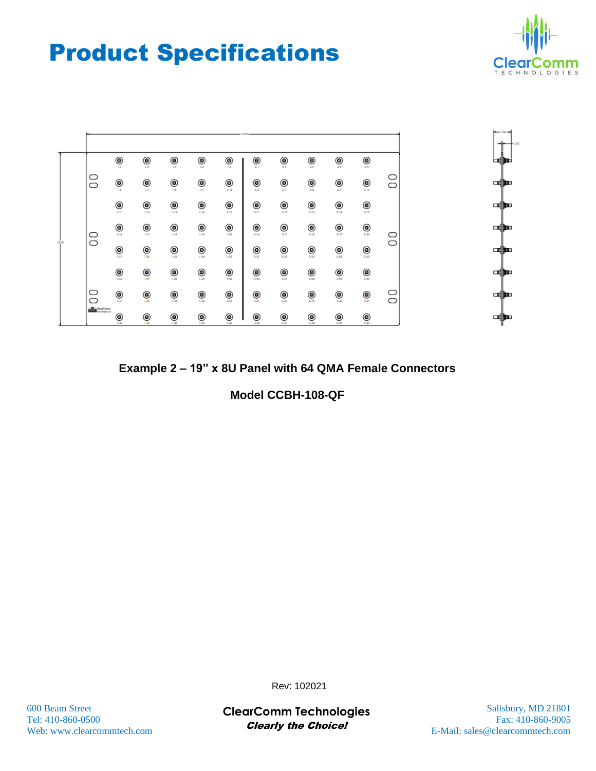# Product Specifications

Example 2 – 19” x 8U Panel with 64 QMA Female Connectors

**Model CCBH-108-QF**

Rev: 102021

600 Beam Street
Tel: 410-860-0500
Web: www.clearcommtech.com

**ClearComm Technologies**
***Clearly the Choice!***

Salisbury, MD 21801
Fax: 410-860-9005
E-Mail: sales@clearcommtech.com